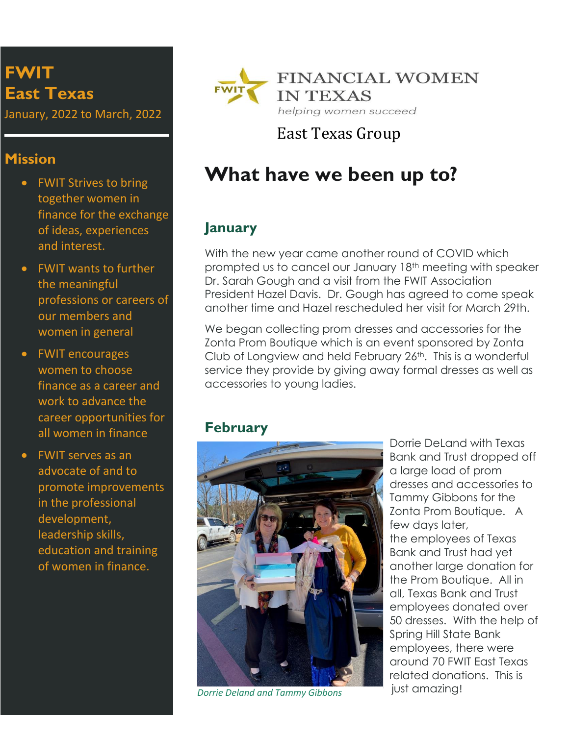# FWIT East Texas

January, 2022 to March, 2022

## Mission

- FWIT Strives to bring together women in finance for the exchange of ideas, experiences and interest.
- FWIT wants to further the meaningful professions or careers of our members and women in general
- FWIT encourages women to choose finance as a career and work to advance the career opportunities for all women in finance
- FWIT serves as an advocate of and to promote improvements in the professional development, leadership skills, education and training of women in finance.

FINANCIAL WOMEN IN TEXAS

*helping women succeed*

East Texas Group

# What have we been up to?

## January

With the new year came another round of COVID which prompted us to cancel our January 18th meeting with speaker Dr. Sarah Gough and a visit from the FWIT Association President Hazel Davis. Dr. Gough has agreed to come speak another time and Hazel rescheduled her visit for March 29th.

We began collecting prom dresses and accessories for the Zonta Prom Boutique which is an event sponsored by Zonta Club of Longview and held February 26th. This is a wonderful service they provide by giving away formal dresses as well as accessories to young ladies.

## February

*Dorrie Deland and Tammy Gibbons*

Dorrie DeLand with Texas Bank and Trust dropped off a large load of prom dresses and accessories to Tammy Gibbons for the Zonta Prom Boutique. A few days later, the employees of Texas Bank and Trust had yet another large donation for the Prom Boutique. All in all, Texas Bank and Trust employees donated over 50 dresses. With the help of Spring Hill State Bank employees, there were around 70 FWIT East Texas related donations. This is just amazing!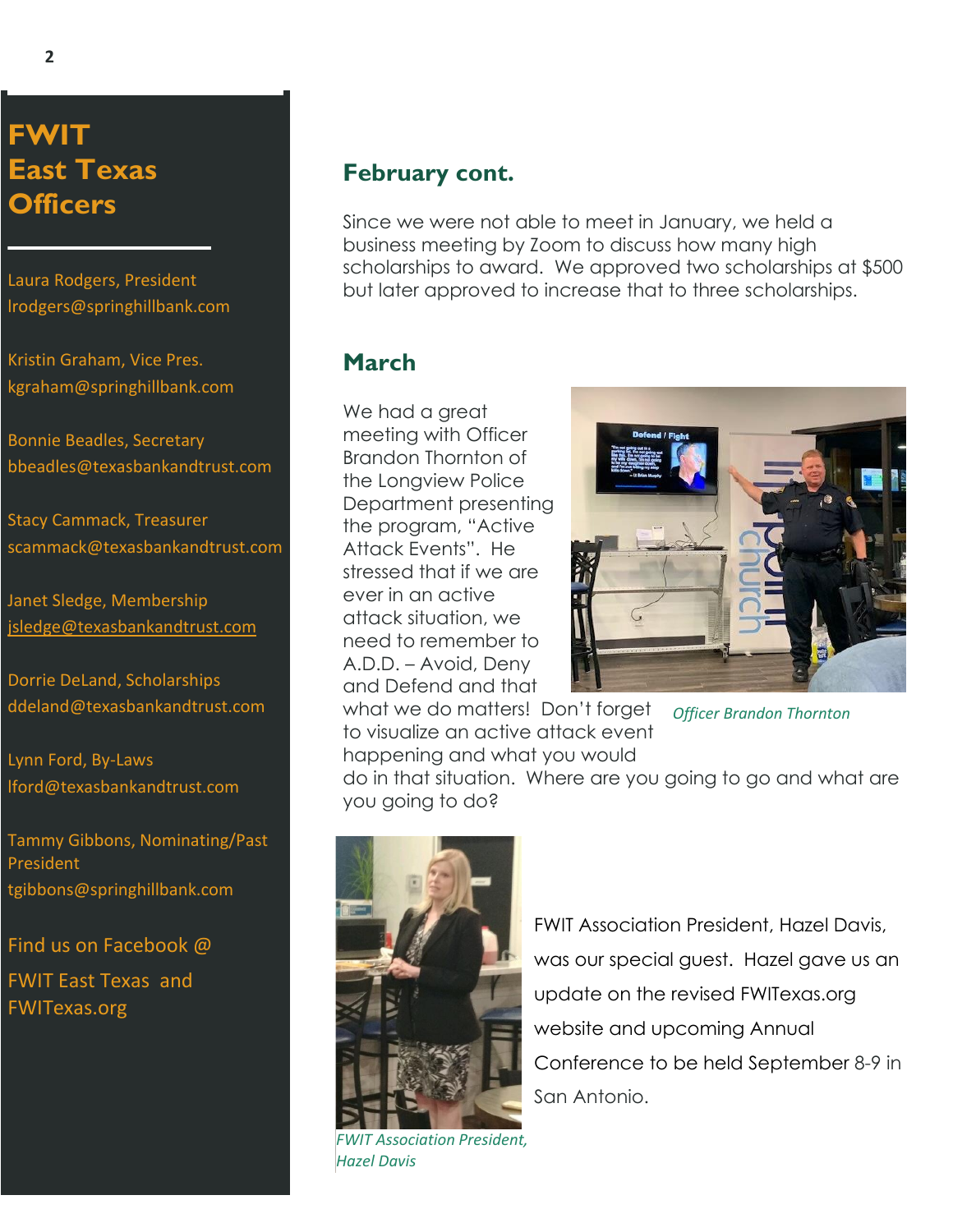# FWIT East Texas Officers

Laura Rodgers, President
lrodgers@springhillbank.com

Kristin Graham, Vice Pres.
kgraham@springhillbank.com

Bonnie Beadles, Secretary
bbeadles@texasbankandtrust.com

Stacy Cammack, Treasurer
scammack@texasbankandtrust.com

Janet Sledge, Membership
jsledge@texasbankandtrust.com

Dorrie DeLand, Scholarships
ddeland@texasbankandtrust.com

Lynn Ford, By-Laws
lford@texasbankandtrust.com

Tammy Gibbons, Nominating/Past President
tgibbons@springhillbank.com

Find us on Facebook @ FWIT East Texas and FWITexas.org

## February cont.

Since we were not able to meet in January, we held a business meeting by Zoom to discuss how many high scholarships to award. We approved two scholarships at $500 but later approved to increase that to three scholarships.

## March

We had a great meeting with Officer Brandon Thornton of the Longview Police Department presenting the program, "Active Attack Events". He stressed that if we are ever in an active attack situation, we need to remember to A.D.D. – Avoid, Deny and Defend and that what we do matters! Don't forget to visualize an active attack event happening and what you would do in that situation. Where are you going to go and what are you going to do?

*Officer Brandon Thornton*

FWIT Association President, Hazel Davis, was our special guest. Hazel gave us an update on the revised FWITexas.org website and upcoming Annual Conference to be held September 8-9 in San Antonio.

*FWIT Association President, Hazel Davis*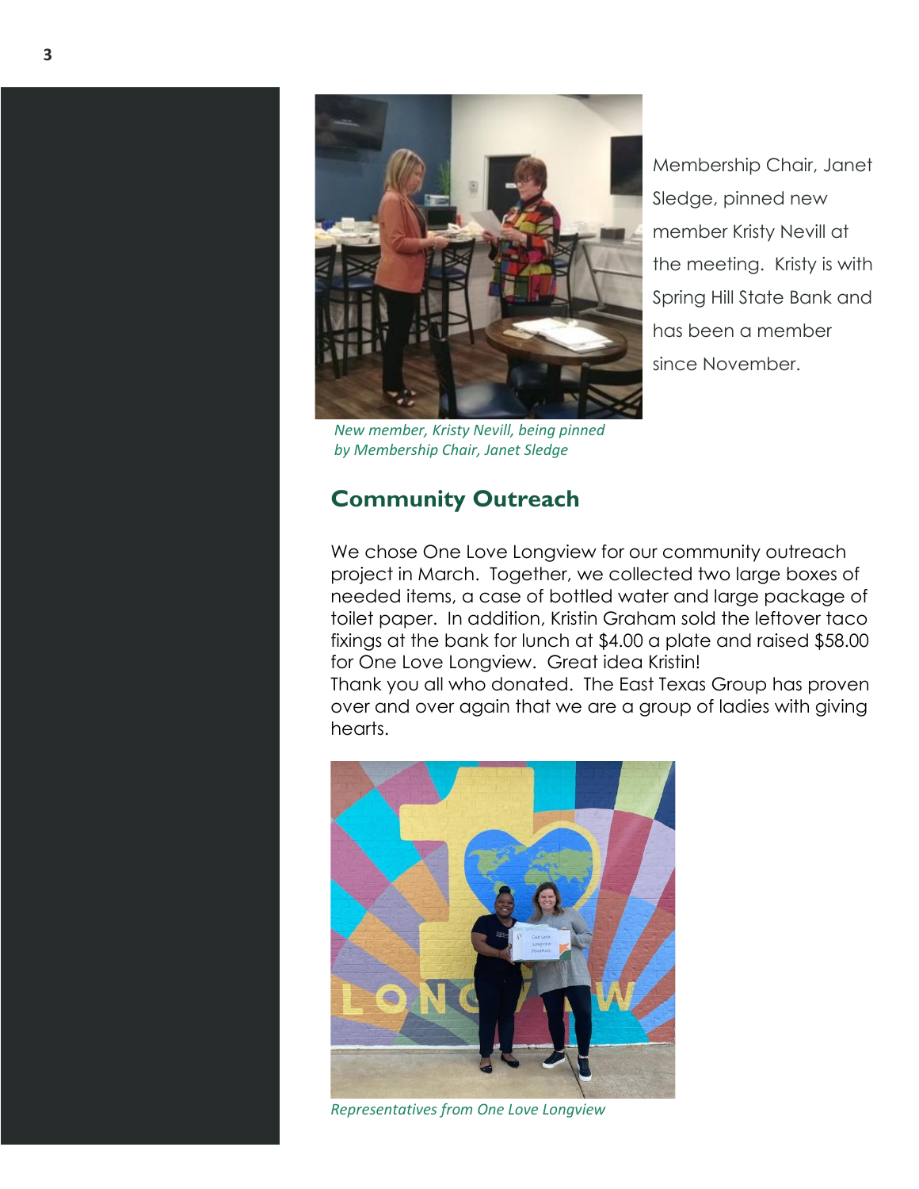Membership Chair, Janet Sledge, pinned new member Kristy Nevill at the meeting. Kristy is with Spring Hill State Bank and has been a member since November.

*New member, Kristy Nevill, being pinned by Membership Chair, Janet Sledge*

## Community Outreach

We chose One Love Longview for our community outreach project in March. Together, we collected two large boxes of needed items, a case of bottled water and large package of toilet paper. In addition, Kristin Graham sold the leftover taco fixings at the bank for lunch at $4.00 a plate and raised $58.00 for One Love Longview. Great idea Kristin!
Thank you all who donated. The East Texas Group has proven over and over again that we are a group of ladies with giving hearts.

*Representatives from One Love Longview*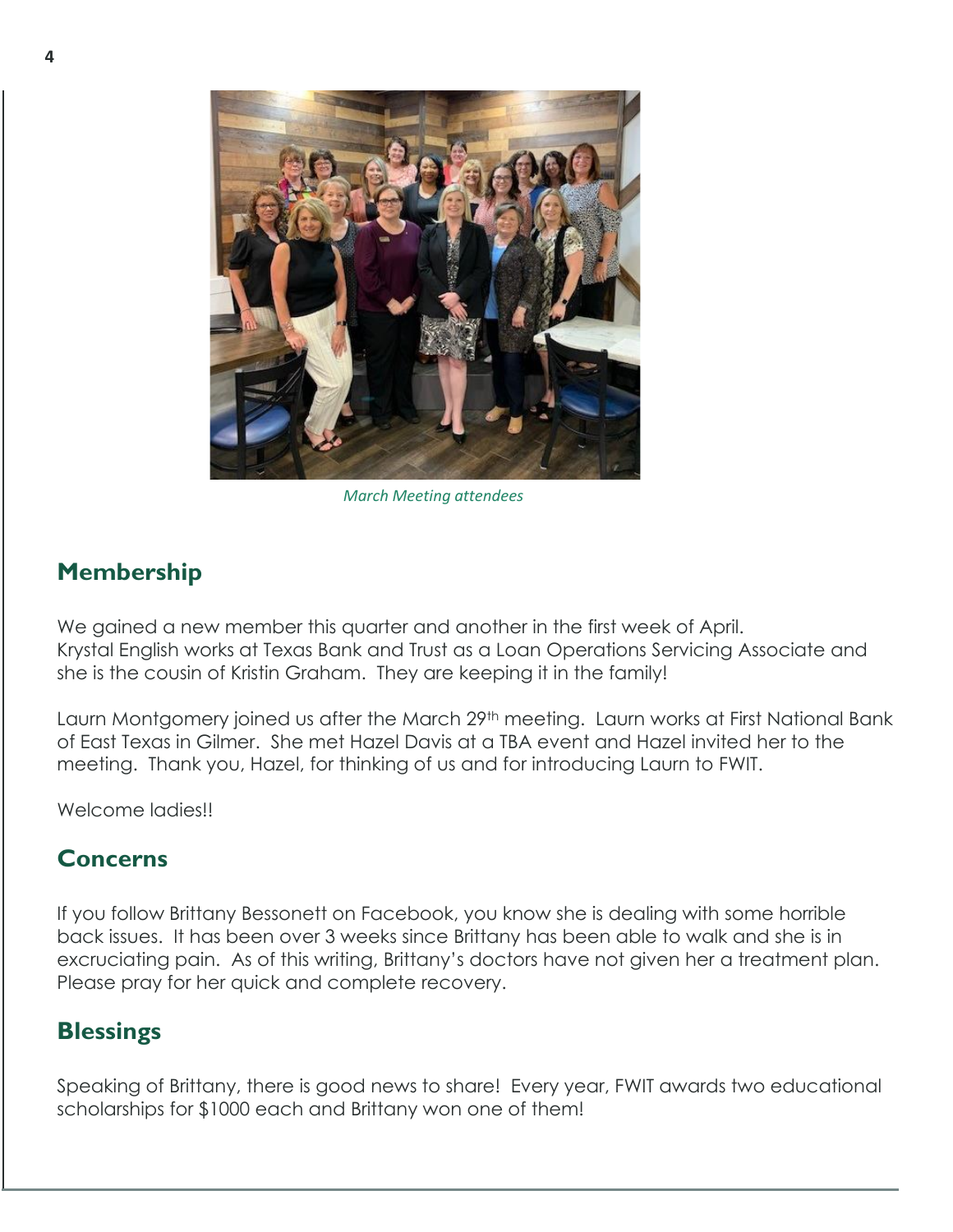*March Meeting attendees*

## Membership

We gained a new member this quarter and another in the first week of April. Krystal English works at Texas Bank and Trust as a Loan Operations Servicing Associate and she is the cousin of Kristin Graham. They are keeping it in the family!

Laurn Montgomery joined us after the March 29th meeting. Laurn works at First National Bank of East Texas in Gilmer. She met Hazel Davis at a TBA event and Hazel invited her to the meeting. Thank you, Hazel, for thinking of us and for introducing Laurn to FWIT.

Welcome ladies!!

## Concerns

If you follow Brittany Bessonett on Facebook, you know she is dealing with some horrible back issues. It has been over 3 weeks since Brittany has been able to walk and she is in excruciating pain. As of this writing, Brittany's doctors have not given her a treatment plan. Please pray for her quick and complete recovery.

## Blessings

Speaking of Brittany, there is good news to share! Every year, FWIT awards two educational scholarships for $1000 each and Brittany won one of them!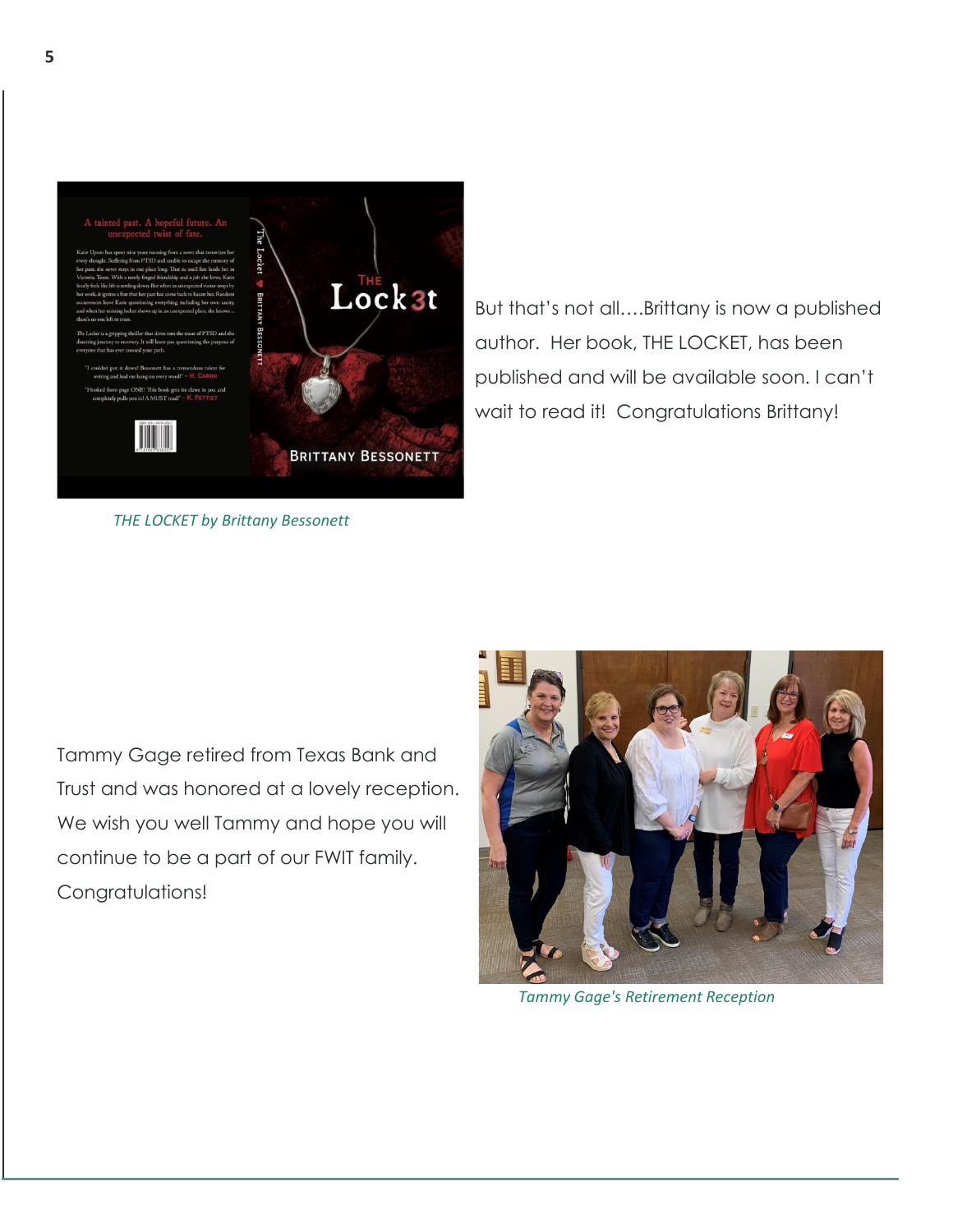THE LOCKET by Brittany Bessonett

But that's not all….Brittany is now a published author. Her book, THE LOCKET, has been published and will be available soon. I can't wait to read it! Congratulations Brittany!

Tammy Gage retired from Texas Bank and Trust and was honored at a lovely reception. We wish you well Tammy and hope you will continue to be a part of our FWIT family. Congratulations!

Tammy Gage's Retirement Reception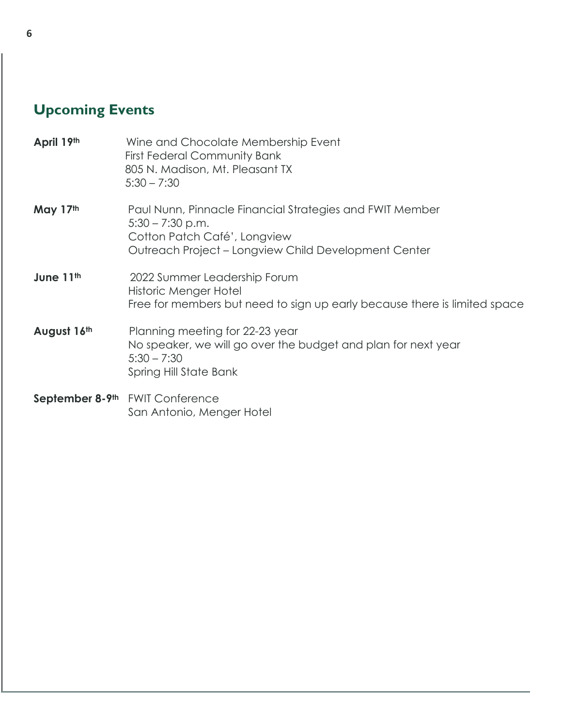## Upcoming Events

**April 19th** Wine and Chocolate Membership Event
First Federal Community Bank
805 N. Madison, Mt. Pleasant TX
5:30 – 7:30

**May 17th** Paul Nunn, Pinnacle Financial Strategies and FWIT Member
5:30 – 7:30 p.m.
Cotton Patch Café', Longview
Outreach Project – Longview Child Development Center

**June 11th** 2022 Summer Leadership Forum
Historic Menger Hotel
Free for members but need to sign up early because there is limited space

**August 16th** Planning meeting for 22-23 year
No speaker, we will go over the budget and plan for next year
5:30 – 7:30
Spring Hill State Bank

**September 8-9th** FWIT Conference
San Antonio, Menger Hotel